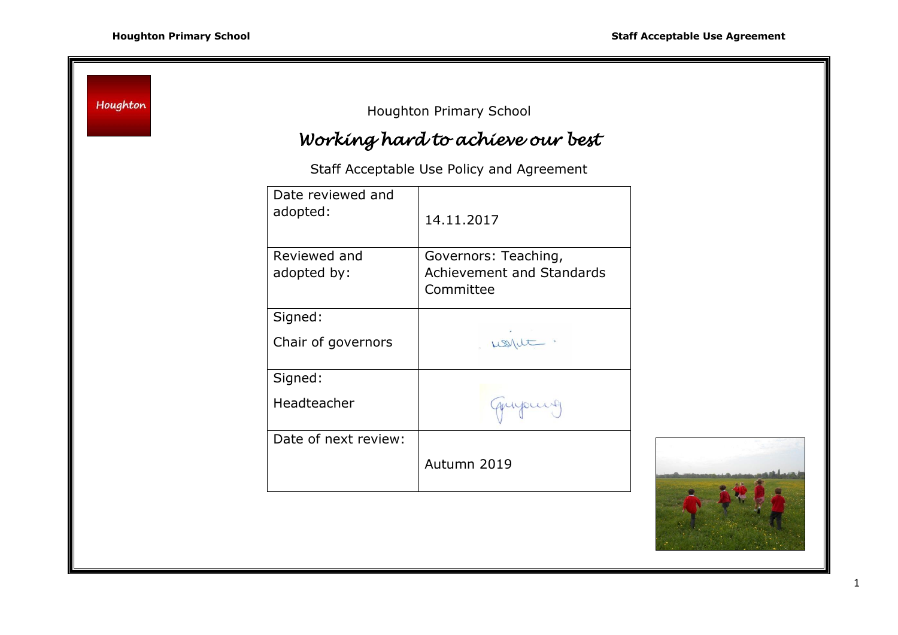Houghton

Houghton Primary School

# *Working hard to achieve our best*

Staff Acceptable Use Policy and Agreement

| Date reviewed and adopted: | 14.11.2017 |
| --- | --- |
| Reviewed and adopted by: | Governors: Teaching, Achievement and Standards Committee |
| Signed: Chair of governors | |
| Signed: Headteacher | |
| Date of next review: | Autumn 2019 |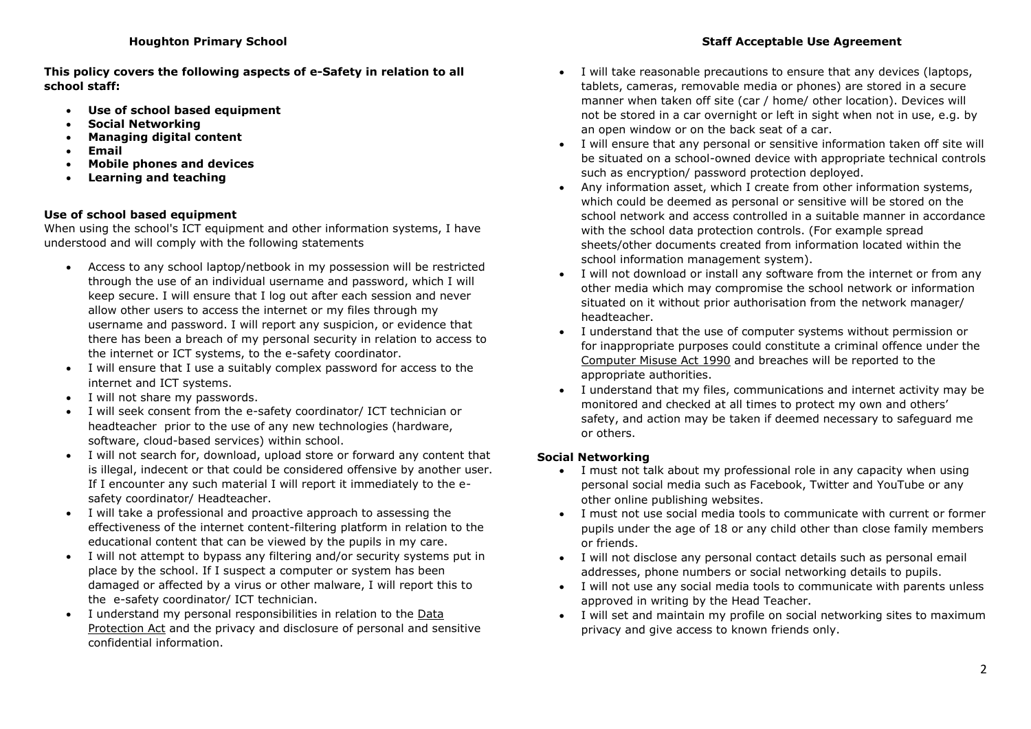**This policy covers the following aspects of e-Safety in relation to all school staff:**

- **Use of school based equipment**
- **Social Networking**
- **Managing digital content**
- **Email**
- **Mobile phones and devices**
- **Learning and teaching**

### Use of school based equipment

When using the school's ICT equipment and other information systems, I have understood and will comply with the following statements

- Access to any school laptop/netbook in my possession will be restricted through the use of an individual username and password, which I will keep secure. I will ensure that I log out after each session and never allow other users to access the internet or my files through my username and password. I will report any suspicion, or evidence that there has been a breach of my personal security in relation to access to the internet or ICT systems, to the e-safety coordinator.
- I will ensure that I use a suitably complex password for access to the internet and ICT systems.
- I will not share my passwords.
- I will seek consent from the e-safety coordinator/ ICT technician or headteacher prior to the use of any new technologies (hardware, software, cloud-based services) within school.
- I will not search for, download, upload store or forward any content that is illegal, indecent or that could be considered offensive by another user. If I encounter any such material I will report it immediately to the e-safety coordinator/ Headteacher.
- I will take a professional and proactive approach to assessing the effectiveness of the internet content-filtering platform in relation to the educational content that can be viewed by the pupils in my care.
- I will not attempt to bypass any filtering and/or security systems put in place by the school. If I suspect a computer or system has been damaged or affected by a virus or other malware, I will report this to the e-safety coordinator/ ICT technician.
- I understand my personal responsibilities in relation to the Data Protection Act and the privacy and disclosure of personal and sensitive confidential information.
- I will take reasonable precautions to ensure that any devices (laptops, tablets, cameras, removable media or phones) are stored in a secure manner when taken off site (car / home/ other location). Devices will not be stored in a car overnight or left in sight when not in use, e.g. by an open window or on the back seat of a car.
- I will ensure that any personal or sensitive information taken off site will be situated on a school-owned device with appropriate technical controls such as encryption/ password protection deployed.
- Any information asset, which I create from other information systems, which could be deemed as personal or sensitive will be stored on the school network and access controlled in a suitable manner in accordance with the school data protection controls. (For example spread sheets/other documents created from information located within the school information management system).
- I will not download or install any software from the internet or from any other media which may compromise the school network or information situated on it without prior authorisation from the network manager/ headteacher.
- I understand that the use of computer systems without permission or for inappropriate purposes could constitute a criminal offence under the Computer Misuse Act 1990 and breaches will be reported to the appropriate authorities.
- I understand that my files, communications and internet activity may be monitored and checked at all times to protect my own and others' safety, and action may be taken if deemed necessary to safeguard me or others.

### Social Networking

- I must not talk about my professional role in any capacity when using personal social media such as Facebook, Twitter and YouTube or any other online publishing websites.
- I must not use social media tools to communicate with current or former pupils under the age of 18 or any child other than close family members or friends.
- I will not disclose any personal contact details such as personal email addresses, phone numbers or social networking details to pupils.
- I will not use any social media tools to communicate with parents unless approved in writing by the Head Teacher.
- I will set and maintain my profile on social networking sites to maximum privacy and give access to known friends only.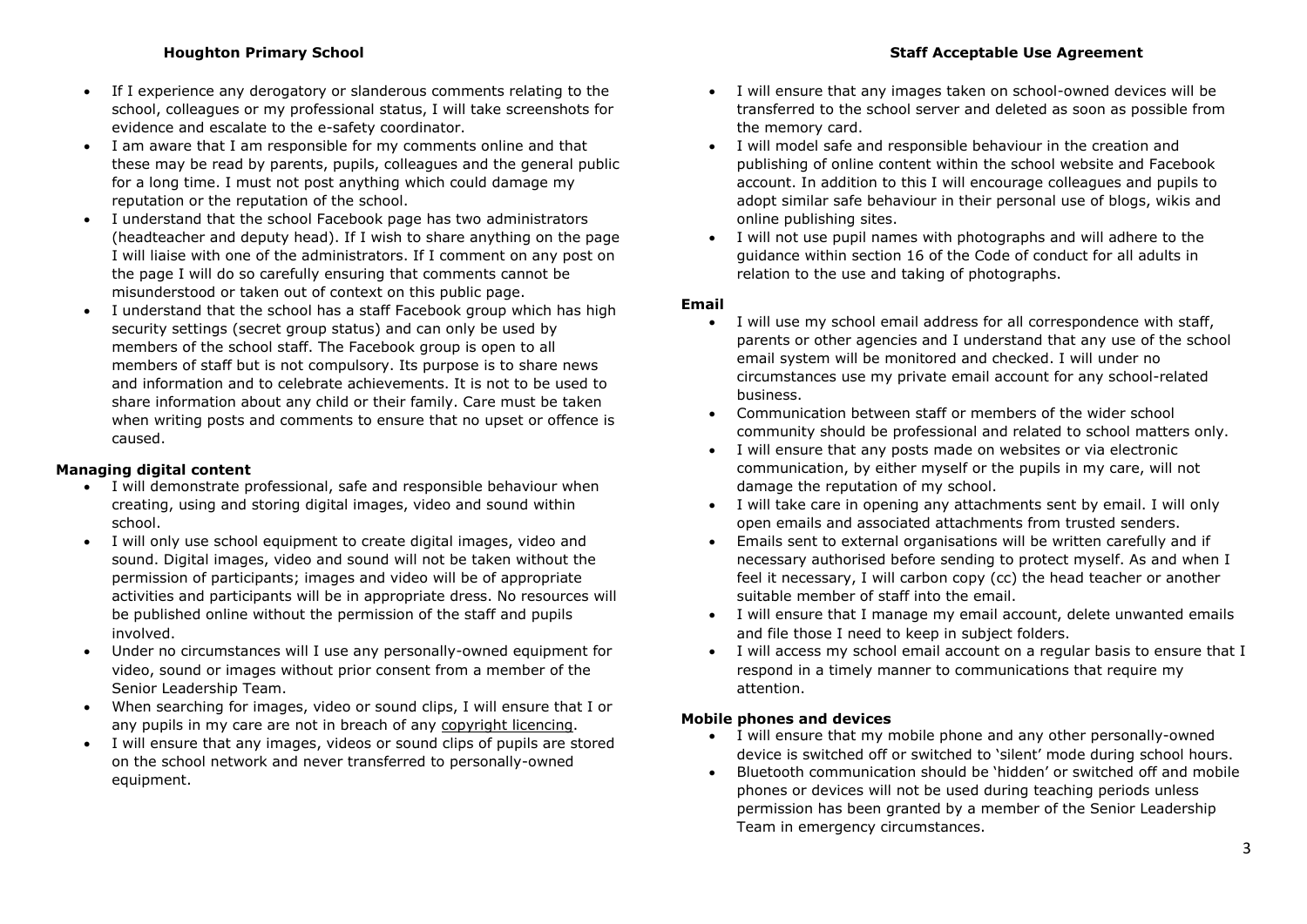- If I experience any derogatory or slanderous comments relating to the school, colleagues or my professional status, I will take screenshots for evidence and escalate to the e-safety coordinator.
- I am aware that I am responsible for my comments online and that these may be read by parents, pupils, colleagues and the general public for a long time. I must not post anything which could damage my reputation or the reputation of the school.
- I understand that the school Facebook page has two administrators (headteacher and deputy head). If I wish to share anything on the page I will liaise with one of the administrators. If I comment on any post on the page I will do so carefully ensuring that comments cannot be misunderstood or taken out of context on this public page.
- I understand that the school has a staff Facebook group which has high security settings (secret group status) and can only be used by members of the school staff. The Facebook group is open to all members of staff but is not compulsory. Its purpose is to share news and information and to celebrate achievements. It is not to be used to share information about any child or their family. Care must be taken when writing posts and comments to ensure that no upset or offence is caused.

**Managing digital content**

- I will demonstrate professional, safe and responsible behaviour when creating, using and storing digital images, video and sound within school.
- I will only use school equipment to create digital images, video and sound. Digital images, video and sound will not be taken without the permission of participants; images and video will be of appropriate activities and participants will be in appropriate dress. No resources will be published online without the permission of the staff and pupils involved.
- Under no circumstances will I use any personally-owned equipment for video, sound or images without prior consent from a member of the Senior Leadership Team.
- When searching for images, video or sound clips, I will ensure that I or any pupils in my care are not in breach of any copyright licencing.
- I will ensure that any images, videos or sound clips of pupils are stored on the school network and never transferred to personally-owned equipment.
- I will ensure that any images taken on school-owned devices will be transferred to the school server and deleted as soon as possible from the memory card.
- I will model safe and responsible behaviour in the creation and publishing of online content within the school website and Facebook account. In addition to this I will encourage colleagues and pupils to adopt similar safe behaviour in their personal use of blogs, wikis and online publishing sites.
- I will not use pupil names with photographs and will adhere to the guidance within section 16 of the Code of conduct for all adults in relation to the use and taking of photographs.

**Email**

- I will use my school email address for all correspondence with staff, parents or other agencies and I understand that any use of the school email system will be monitored and checked. I will under no circumstances use my private email account for any school-related business.
- Communication between staff or members of the wider school community should be professional and related to school matters only.
- I will ensure that any posts made on websites or via electronic communication, by either myself or the pupils in my care, will not damage the reputation of my school.
- I will take care in opening any attachments sent by email. I will only open emails and associated attachments from trusted senders.
- Emails sent to external organisations will be written carefully and if necessary authorised before sending to protect myself. As and when I feel it necessary, I will carbon copy (cc) the head teacher or another suitable member of staff into the email.
- I will ensure that I manage my email account, delete unwanted emails and file those I need to keep in subject folders.
- I will access my school email account on a regular basis to ensure that I respond in a timely manner to communications that require my attention.

**Mobile phones and devices**

- I will ensure that my mobile phone and any other personally-owned device is switched off or switched to 'silent' mode during school hours.
- Bluetooth communication should be 'hidden' or switched off and mobile phones or devices will not be used during teaching periods unless permission has been granted by a member of the Senior Leadership Team in emergency circumstances.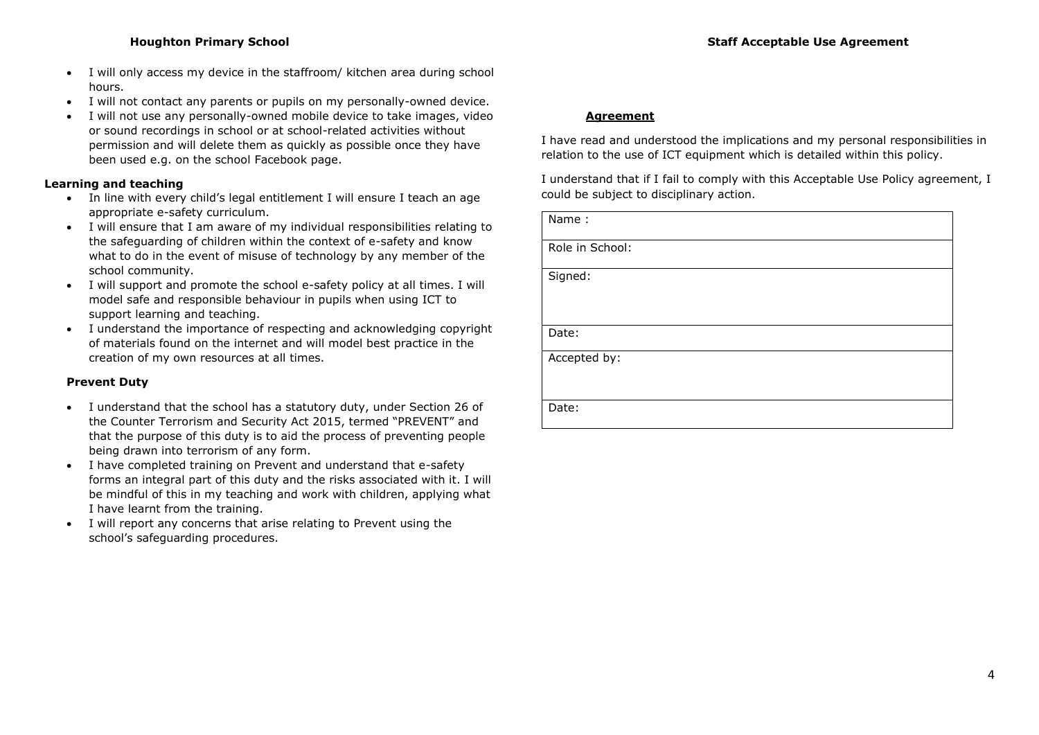- I will only access my device in the staffroom/ kitchen area during school hours.
- I will not contact any parents or pupils on my personally-owned device.
- I will not use any personally-owned mobile device to take images, video or sound recordings in school or at school-related activities without permission and will delete them as quickly as possible once they have been used e.g. on the school Facebook page.

**Learning and teaching**

- In line with every child's legal entitlement I will ensure I teach an age appropriate e-safety curriculum.
- I will ensure that I am aware of my individual responsibilities relating to the safeguarding of children within the context of e-safety and know what to do in the event of misuse of technology by any member of the school community.
- I will support and promote the school e-safety policy at all times. I will model safe and responsible behaviour in pupils when using ICT to support learning and teaching.
- I understand the importance of respecting and acknowledging copyright of materials found on the internet and will model best practice in the creation of my own resources at all times.

**Prevent Duty**

- I understand that the school has a statutory duty, under Section 26 of the Counter Terrorism and Security Act 2015, termed "PREVENT" and that the purpose of this duty is to aid the process of preventing people being drawn into terrorism of any form.
- I have completed training on Prevent and understand that e-safety forms an integral part of this duty and the risks associated with it. I will be mindful of this in my teaching and work with children, applying what I have learnt from the training.
- I will report any concerns that arise relating to Prevent using the school's safeguarding procedures.

**Agreement**

I have read and understood the implications and my personal responsibilities in relation to the use of ICT equipment which is detailed within this policy.

I understand that if I fail to comply with this Acceptable Use Policy agreement, I could be subject to disciplinary action.

| |
|---|
| Name : |
| Role in School: |
| Signed: |
| Date: |
| Accepted by: |
| Date: |